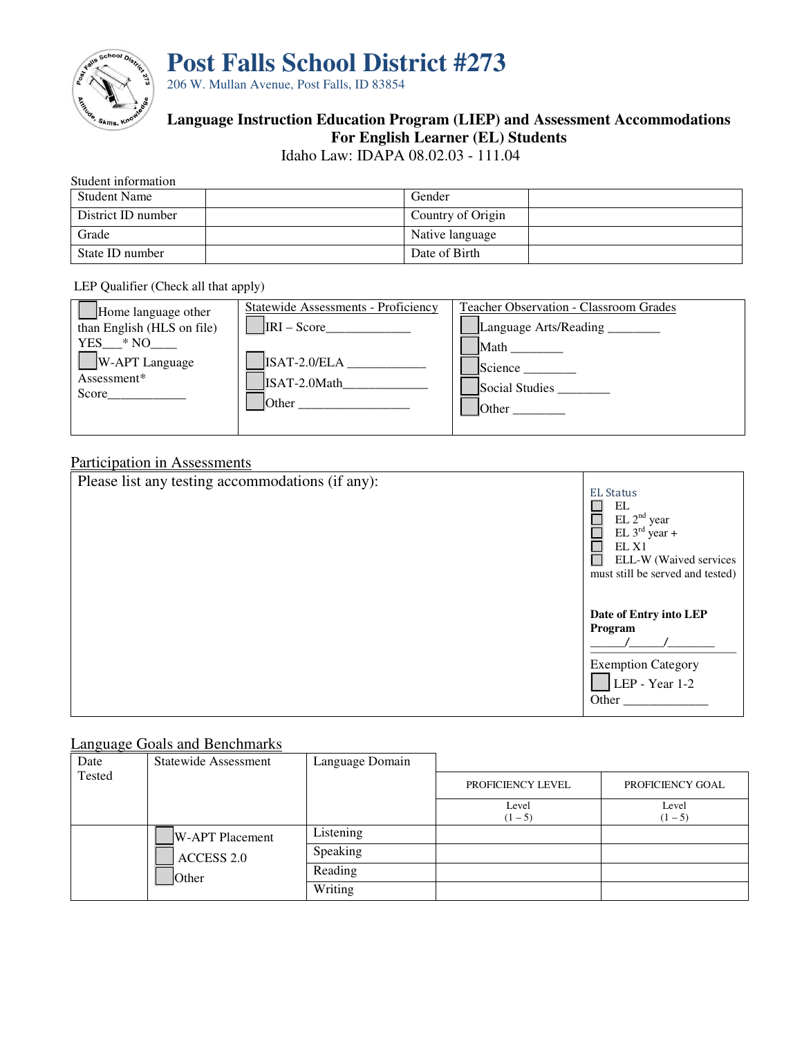# Post Falls School District #273

206 W. Mullan Avenue, Post Falls, ID 83854

**Language Instruction Education Program (LIEP) and Assessment Accommodations For English Learner (EL) Students**

Idaho Law: IDAPA 08.02.03 - 111.04

Student information

| Student Name | | Gender | |
|---|---|---|---|
| District ID number | | Country of Origin | |
| Grade | | Native language | |
| State ID number | | Date of Birth | |

LEP Qualifier (Check all that apply)

| ☐ Home language other than English (HLS on file) YES___* NO____ ☐ W-APT Language Assessment* Score____________ | Statewide Assessments - Proficiency ☐ IRI – Score_____________ ☐ ISAT-2.0/ELA ____________ ☐ ISAT-2.0Math_____________ ☐ Other _________________ | Teacher Observation - Classroom Grades ☐ Language Arts/Reading ________ ☐ Math ________ ☐ Science ________ ☐ Social Studies ________ ☐ Other ________ |
|---|---|---|

## Participation in Assessments

| Please list any testing accommodations (if any): | EL Status ☐ EL ☐ EL 2nd year ☐ EL 3rd year + ☐ EL X1 ☐ ELL-W (Waived services must still be served and tested) **Date of Entry into LEP Program** ______/______/________ Exemption Category ☐ LEP - Year 1-2 Other _____________ |
|---|---|

## Language Goals and Benchmarks

| Date Tested | Statewide Assessment | Language Domain | PROFICIENCY LEVEL Level (1 – 5) | PROFICIENCY GOAL Level (1 – 5) |
|---|---|---|---|---|
| | ☐ W-APT Placement ☐ ACCESS 2.0 ☐ Other | Listening | | |
| | | Speaking | | |
| | | Reading | | |
| | | Writing | | |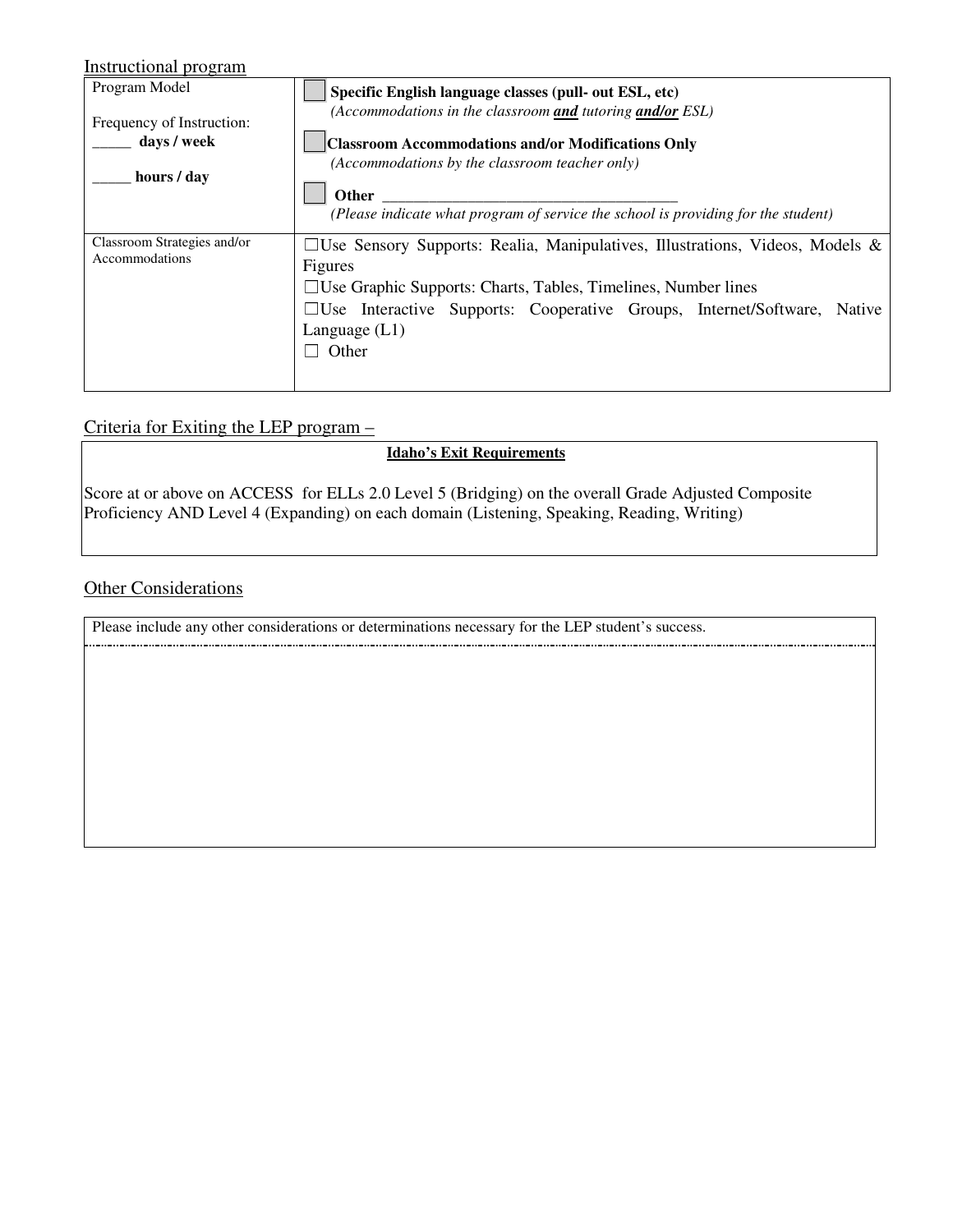## Instructional program

| | |
|---|---|
| Program Model<br><br>Frequency of Instruction:<br>_____ **days / week**<br><br>_____ **hours / day** | ☐ **Specific English language classes (pull- out ESL, etc)**<br>*(Accommodations in the classroom **and** tutoring **and/or** ESL)*<br><br>☐ **Classroom Accommodations and/or Modifications Only**<br>*(Accommodations by the classroom teacher only)*<br><br>☐ **Other** _____________________________________<br>*(Please indicate what program of service the school is providing for the student)* |
| Classroom Strategies and/or Accommodations | ☐Use Sensory Supports: Realia, Manipulatives, Illustrations, Videos, Models & Figures<br>☐Use Graphic Supports: Charts, Tables, Timelines, Number lines<br>☐Use Interactive Supports: Cooperative Groups, Internet/Software, Native Language (L1)<br>☐ Other |

## Criteria for Exiting the LEP program –

**Idaho's Exit Requirements**

Score at or above on ACCESS for ELLs 2.0 Level 5 (Bridging) on the overall Grade Adjusted Composite Proficiency AND Level 4 (Expanding) on each domain (Listening, Speaking, Reading, Writing)

## Other Considerations

Please include any other considerations or determinations necessary for the LEP student's success.